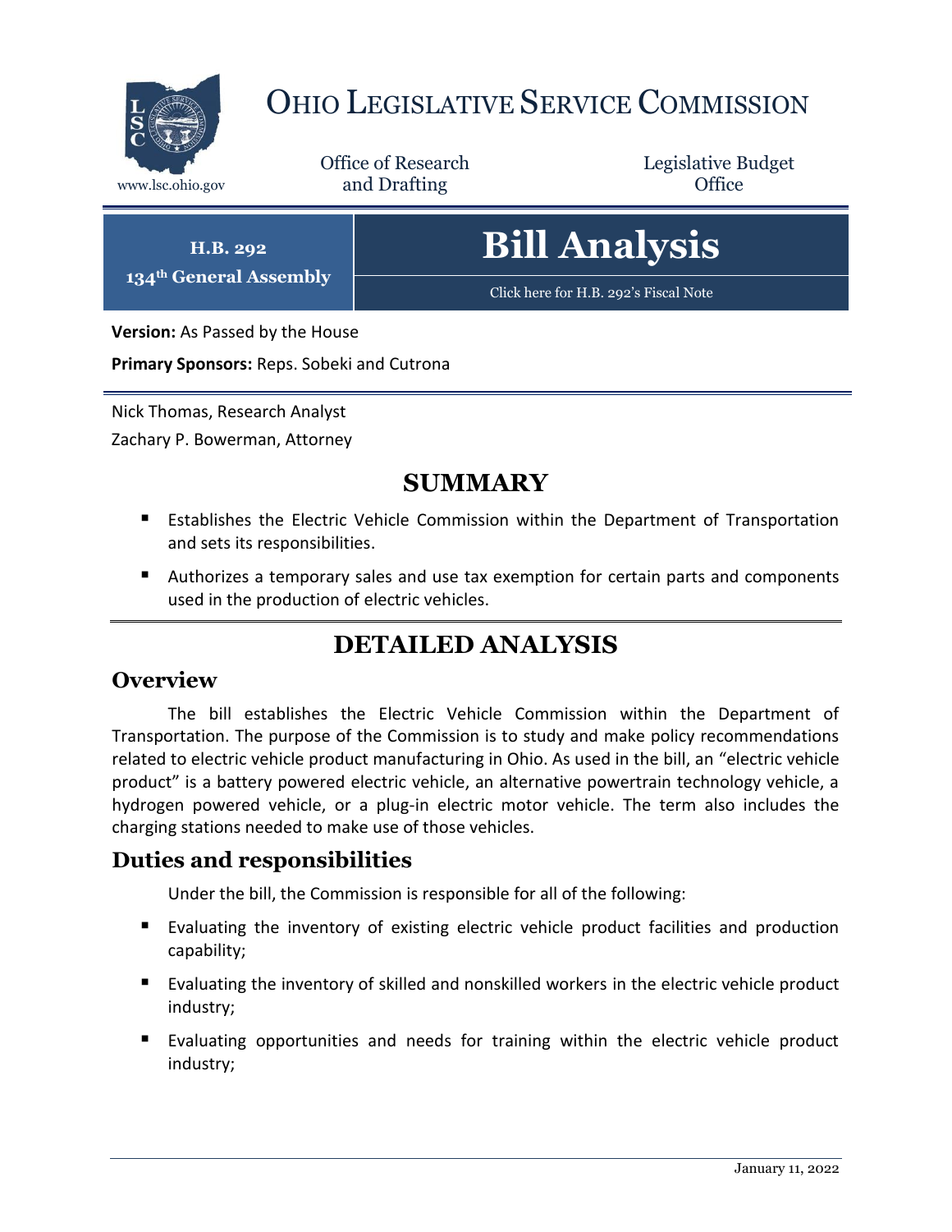# OHIO LEGISLATIVE SERVICE COMMISSION

www.lsc.ohio.gov

Office of Research and Drafting

Legislative Budget Office

**H.B. 292**
**134th General Assembly**

# Bill Analysis

Click here for H.B. 292's Fiscal Note

**Version:** As Passed by the House

**Primary Sponsors:** Reps. Sobeki and Cutrona

Nick Thomas, Research Analyst
Zachary P. Bowerman, Attorney

## SUMMARY

- Establishes the Electric Vehicle Commission within the Department of Transportation and sets its responsibilities.
- Authorizes a temporary sales and use tax exemption for certain parts and components used in the production of electric vehicles.

## DETAILED ANALYSIS

### Overview

The bill establishes the Electric Vehicle Commission within the Department of Transportation. The purpose of the Commission is to study and make policy recommendations related to electric vehicle product manufacturing in Ohio. As used in the bill, an "electric vehicle product" is a battery powered electric vehicle, an alternative powertrain technology vehicle, a hydrogen powered vehicle, or a plug-in electric motor vehicle. The term also includes the charging stations needed to make use of those vehicles.

### Duties and responsibilities

Under the bill, the Commission is responsible for all of the following:

- Evaluating the inventory of existing electric vehicle product facilities and production capability;
- Evaluating the inventory of skilled and nonskilled workers in the electric vehicle product industry;
- Evaluating opportunities and needs for training within the electric vehicle product industry;

January 11, 2022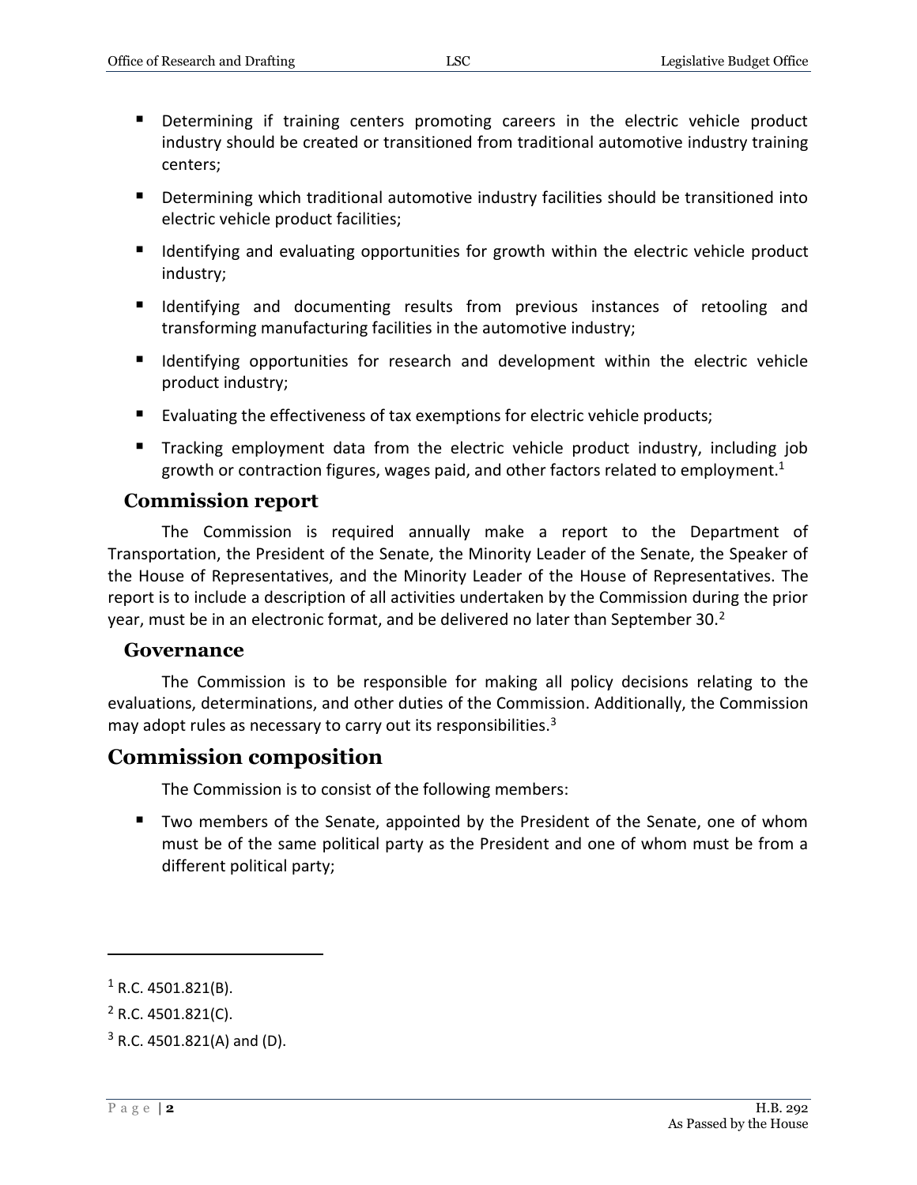- Determining if training centers promoting careers in the electric vehicle product industry should be created or transitioned from traditional automotive industry training centers;
- Determining which traditional automotive industry facilities should be transitioned into electric vehicle product facilities;
- Identifying and evaluating opportunities for growth within the electric vehicle product industry;
- Identifying and documenting results from previous instances of retooling and transforming manufacturing facilities in the automotive industry;
- Identifying opportunities for research and development within the electric vehicle product industry;
- Evaluating the effectiveness of tax exemptions for electric vehicle products;
- Tracking employment data from the electric vehicle product industry, including job growth or contraction figures, wages paid, and other factors related to employment.[1]

### Commission report

The Commission is required annually make a report to the Department of Transportation, the President of the Senate, the Minority Leader of the Senate, the Speaker of the House of Representatives, and the Minority Leader of the House of Representatives. The report is to include a description of all activities undertaken by the Commission during the prior year, must be in an electronic format, and be delivered no later than September 30.[2]

### Governance

The Commission is to be responsible for making all policy decisions relating to the evaluations, determinations, and other duties of the Commission. Additionally, the Commission may adopt rules as necessary to carry out its responsibilities.[3]

## Commission composition

The Commission is to consist of the following members:

- Two members of the Senate, appointed by the President of the Senate, one of whom must be of the same political party as the President and one of whom must be from a different political party;

---

[1] R.C. 4501.821(B).

[2] R.C. 4501.821(C).

[3] R.C. 4501.821(A) and (D).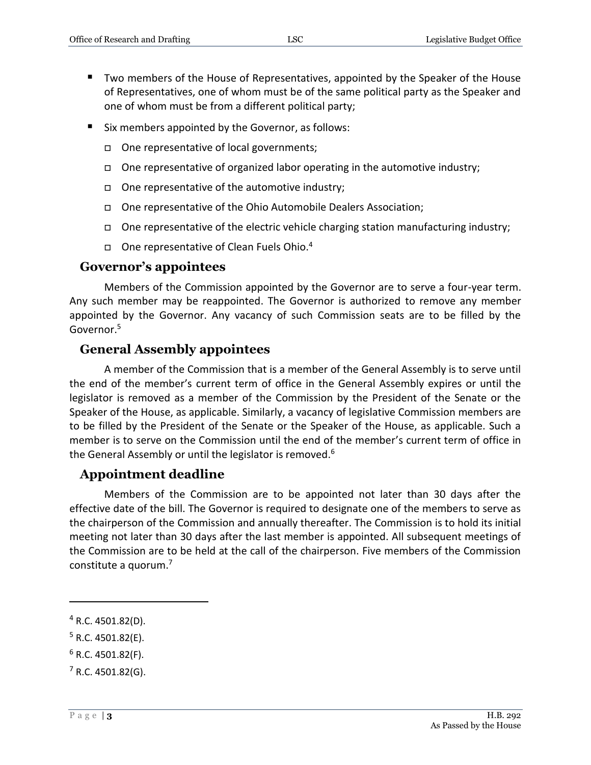- Two members of the House of Representatives, appointed by the Speaker of the House of Representatives, one of whom must be of the same political party as the Speaker and one of whom must be from a different political party;
- Six members appointed by the Governor, as follows:
  - One representative of local governments;
  - One representative of organized labor operating in the automotive industry;
  - One representative of the automotive industry;
  - One representative of the Ohio Automobile Dealers Association;
  - One representative of the electric vehicle charging station manufacturing industry;
  - One representative of Clean Fuels Ohio.[4]

## Governor's appointees

Members of the Commission appointed by the Governor are to serve a four-year term. Any such member may be reappointed. The Governor is authorized to remove any member appointed by the Governor. Any vacancy of such Commission seats are to be filled by the Governor.[5]

## General Assembly appointees

A member of the Commission that is a member of the General Assembly is to serve until the end of the member's current term of office in the General Assembly expires or until the legislator is removed as a member of the Commission by the President of the Senate or the Speaker of the House, as applicable. Similarly, a vacancy of legislative Commission members are to be filled by the President of the Senate or the Speaker of the House, as applicable. Such a member is to serve on the Commission until the end of the member's current term of office in the General Assembly or until the legislator is removed.[6]

## Appointment deadline

Members of the Commission are to be appointed not later than 30 days after the effective date of the bill. The Governor is required to designate one of the members to serve as the chairperson of the Commission and annually thereafter. The Commission is to hold its initial meeting not later than 30 days after the last member is appointed. All subsequent meetings of the Commission are to be held at the call of the chairperson. Five members of the Commission constitute a quorum.[7]

---

[4] R.C. 4501.82(D).

[5] R.C. 4501.82(E).

[6] R.C. 4501.82(F).

[7] R.C. 4501.82(G).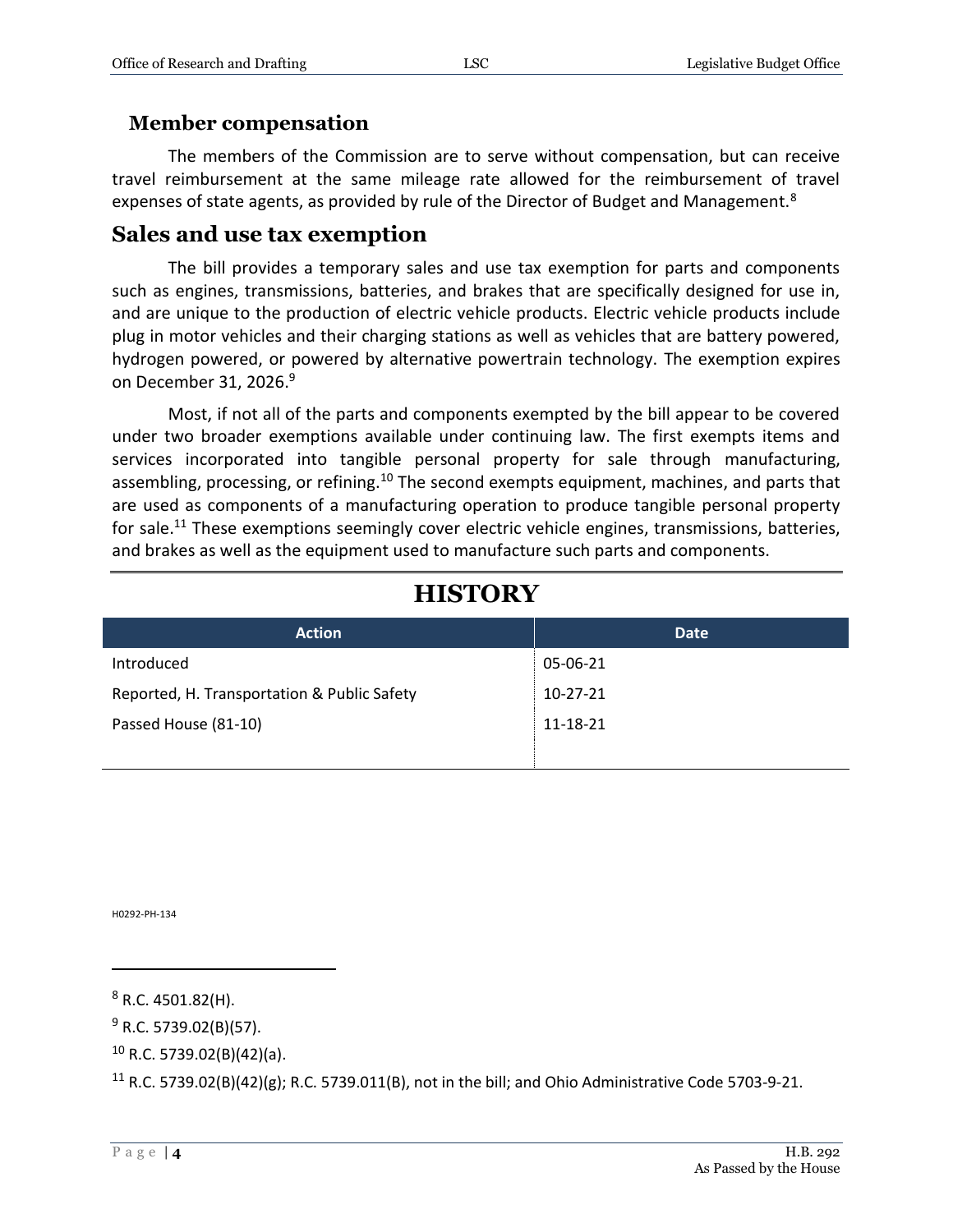### Member compensation

The members of the Commission are to serve without compensation, but can receive travel reimbursement at the same mileage rate allowed for the reimbursement of travel expenses of state agents, as provided by rule of the Director of Budget and Management.[8]

## Sales and use tax exemption

The bill provides a temporary sales and use tax exemption for parts and components such as engines, transmissions, batteries, and brakes that are specifically designed for use in, and are unique to the production of electric vehicle products. Electric vehicle products include plug in motor vehicles and their charging stations as well as vehicles that are battery powered, hydrogen powered, or powered by alternative powertrain technology. The exemption expires on December 31, 2026.[9]

Most, if not all of the parts and components exempted by the bill appear to be covered under two broader exemptions available under continuing law. The first exempts items and services incorporated into tangible personal property for sale through manufacturing, assembling, processing, or refining.[10] The second exempts equipment, machines, and parts that are used as components of a manufacturing operation to produce tangible personal property for sale.[11] These exemptions seemingly cover electric vehicle engines, transmissions, batteries, and brakes as well as the equipment used to manufacture such parts and components.

# HISTORY

| Action | Date |
|---|---|
| Introduced | 05-06-21 |
| Reported, H. Transportation & Public Safety | 10-27-21 |
| Passed House (81-10) | 11-18-21 |

H0292-PH-134

[8] R.C. 4501.82(H).

[9] R.C. 5739.02(B)(57).

[10] R.C. 5739.02(B)(42)(a).

[11] R.C. 5739.02(B)(42)(g); R.C. 5739.011(B), not in the bill; and Ohio Administrative Code 5703-9-21.